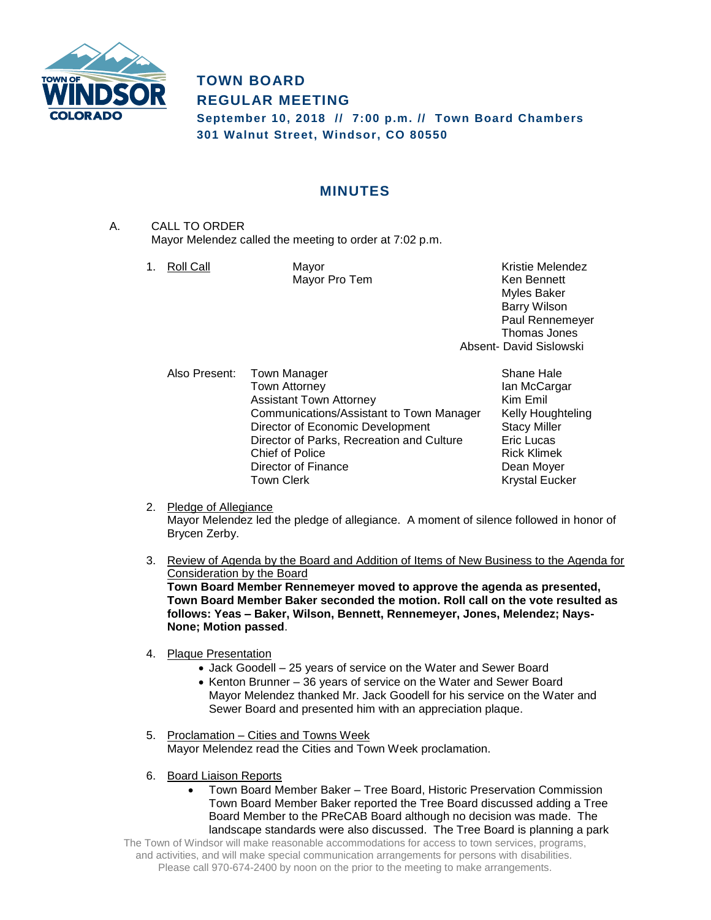# TOWN BOARD REGULAR MEETING

**September 10, 2018 // 7:00 p.m. // Town Board Chambers**
**301 Walnut Street, Windsor, CO 80550**

## MINUTES

A. CALL TO ORDER
Mayor Melendez called the meeting to order at 7:02 p.m.

1. Roll Call

| | |
|---|---|
| Mayor | Kristie Melendez |
| Mayor Pro Tem | Ken Bennett |
| | Myles Baker |
| | Barry Wilson |
| | Paul Rennemeyer |
| | Thomas Jones |
| | Absent- David Sislowski |

Also Present:

| | |
|---|---|
| Town Manager | Shane Hale |
| Town Attorney | Ian McCargar |
| Assistant Town Attorney | Kim Emil |
| Communications/Assistant to Town Manager | Kelly Houghteling |
| Director of Economic Development | Stacy Miller |
| Director of Parks, Recreation and Culture | Eric Lucas |
| Chief of Police | Rick Klimek |
| Director of Finance | Dean Moyer |
| Town Clerk | Krystal Eucker |

2. Pledge of Allegiance
Mayor Melendez led the pledge of allegiance. A moment of silence followed in honor of Brycen Zerby.

3. Review of Agenda by the Board and Addition of Items of New Business to the Agenda for Consideration by the Board
**Town Board Member Rennemeyer moved to approve the agenda as presented, Town Board Member Baker seconded the motion. Roll call on the vote resulted as follows: Yeas – Baker, Wilson, Bennett, Rennemeyer, Jones, Melendez; Nays- None; Motion passed**.

4. Plaque Presentation
   - Jack Goodell – 25 years of service on the Water and Sewer Board
   - Kenton Brunner – 36 years of service on the Water and Sewer Board
   Mayor Melendez thanked Mr. Jack Goodell for his service on the Water and Sewer Board and presented him with an appreciation plaque.

5. Proclamation – Cities and Towns Week
Mayor Melendez read the Cities and Town Week proclamation.

6. Board Liaison Reports
   - Town Board Member Baker – Tree Board, Historic Preservation Commission
   Town Board Member Baker reported the Tree Board discussed adding a Tree Board Member to the PReCAB Board although no decision was made. The landscape standards were also discussed. The Tree Board is planning a park

The Town of Windsor will make reasonable accommodations for access to town services, programs, and activities, and will make special communication arrangements for persons with disabilities. Please call 970-674-2400 by noon on the prior to the meeting to make arrangements.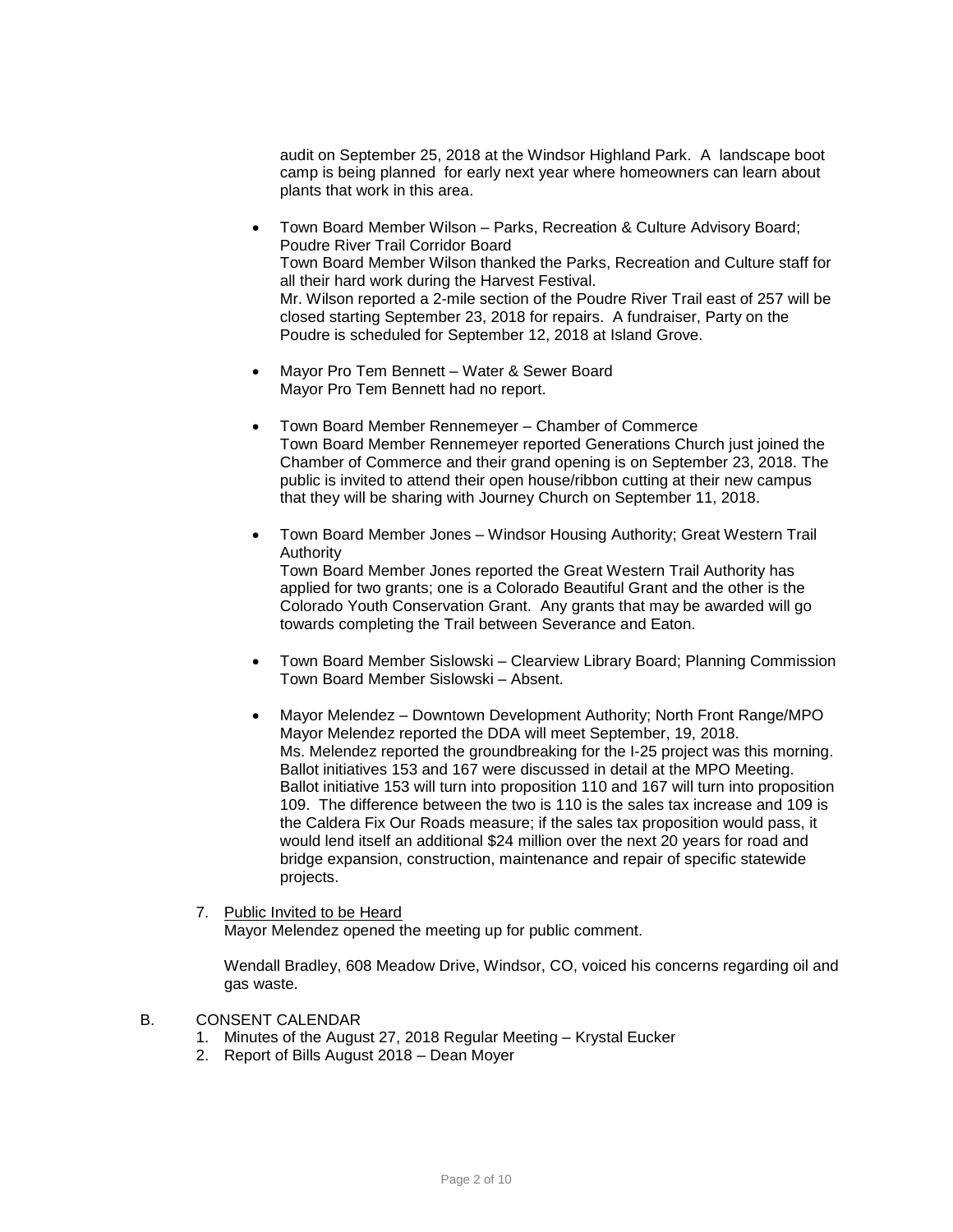audit on September 25, 2018 at the Windsor Highland Park. A landscape boot camp is being planned for early next year where homeowners can learn about plants that work in this area.

- Town Board Member Wilson – Parks, Recreation & Culture Advisory Board; Poudre River Trail Corridor Board
  Town Board Member Wilson thanked the Parks, Recreation and Culture staff for all their hard work during the Harvest Festival.
  Mr. Wilson reported a 2-mile section of the Poudre River Trail east of 257 will be closed starting September 23, 2018 for repairs. A fundraiser, Party on the Poudre is scheduled for September 12, 2018 at Island Grove.

- Mayor Pro Tem Bennett – Water & Sewer Board
  Mayor Pro Tem Bennett had no report.

- Town Board Member Rennemeyer – Chamber of Commerce
  Town Board Member Rennemeyer reported Generations Church just joined the Chamber of Commerce and their grand opening is on September 23, 2018. The public is invited to attend their open house/ribbon cutting at their new campus that they will be sharing with Journey Church on September 11, 2018.

- Town Board Member Jones – Windsor Housing Authority; Great Western Trail Authority
  Town Board Member Jones reported the Great Western Trail Authority has applied for two grants; one is a Colorado Beautiful Grant and the other is the Colorado Youth Conservation Grant. Any grants that may be awarded will go towards completing the Trail between Severance and Eaton.

- Town Board Member Sislowski – Clearview Library Board; Planning Commission
  Town Board Member Sislowski – Absent.

- Mayor Melendez – Downtown Development Authority; North Front Range/MPO
  Mayor Melendez reported the DDA will meet September, 19, 2018.
  Ms. Melendez reported the groundbreaking for the I-25 project was this morning. Ballot initiatives 153 and 167 were discussed in detail at the MPO Meeting. Ballot initiative 153 will turn into proposition 110 and 167 will turn into proposition 109. The difference between the two is 110 is the sales tax increase and 109 is the Caldera Fix Our Roads measure; if the sales tax proposition would pass, it would lend itself an additional \$24 million over the next 20 years for road and bridge expansion, construction, maintenance and repair of specific statewide projects.

7. <u>Public Invited to be Heard</u>
   Mayor Melendez opened the meeting up for public comment.

   Wendall Bradley, 608 Meadow Drive, Windsor, CO, voiced his concerns regarding oil and gas waste.

B. CONSENT CALENDAR
   1. Minutes of the August 27, 2018 Regular Meeting – Krystal Eucker
   2. Report of Bills August 2018 – Dean Moyer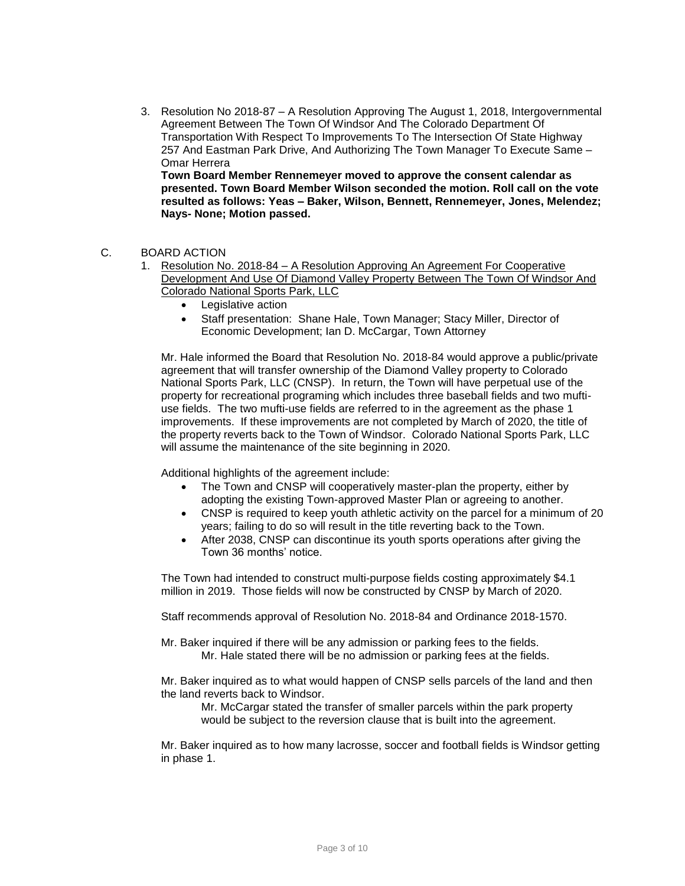3. Resolution No 2018-87 – A Resolution Approving The August 1, 2018, Intergovernmental Agreement Between The Town Of Windsor And The Colorado Department Of Transportation With Respect To Improvements To The Intersection Of State Highway 257 And Eastman Park Drive, And Authorizing The Town Manager To Execute Same – Omar Herrera

   **Town Board Member Rennemeyer moved to approve the consent calendar as presented. Town Board Member Wilson seconded the motion. Roll call on the vote resulted as follows: Yeas – Baker, Wilson, Bennett, Rennemeyer, Jones, Melendez; Nays- None; Motion passed.**

C. BOARD ACTION

1. Resolution No. 2018-84 – A Resolution Approving An Agreement For Cooperative Development And Use Of Diamond Valley Property Between The Town Of Windsor And Colorado National Sports Park, LLC
   - Legislative action
   - Staff presentation: Shane Hale, Town Manager; Stacy Miller, Director of Economic Development; Ian D. McCargar, Town Attorney

   Mr. Hale informed the Board that Resolution No. 2018-84 would approve a public/private agreement that will transfer ownership of the Diamond Valley property to Colorado National Sports Park, LLC (CNSP). In return, the Town will have perpetual use of the property for recreational programing which includes three baseball fields and two mufti-use fields. The two mufti-use fields are referred to in the agreement as the phase 1 improvements. If these improvements are not completed by March of 2020, the title of the property reverts back to the Town of Windsor. Colorado National Sports Park, LLC will assume the maintenance of the site beginning in 2020.

   Additional highlights of the agreement include:
   - The Town and CNSP will cooperatively master-plan the property, either by adopting the existing Town-approved Master Plan or agreeing to another.
   - CNSP is required to keep youth athletic activity on the parcel for a minimum of 20 years; failing to do so will result in the title reverting back to the Town.
   - After 2038, CNSP can discontinue its youth sports operations after giving the Town 36 months' notice.

   The Town had intended to construct multi-purpose fields costing approximately $4.1 million in 2019. Those fields will now be constructed by CNSP by March of 2020.

   Staff recommends approval of Resolution No. 2018-84 and Ordinance 2018-1570.

   Mr. Baker inquired if there will be any admission or parking fees to the fields.

   Mr. Hale stated there will be no admission or parking fees at the fields.

   Mr. Baker inquired as to what would happen of CNSP sells parcels of the land and then the land reverts back to Windsor.

   Mr. McCargar stated the transfer of smaller parcels within the park property would be subject to the reversion clause that is built into the agreement.

   Mr. Baker inquired as to how many lacrosse, soccer and football fields is Windsor getting in phase 1.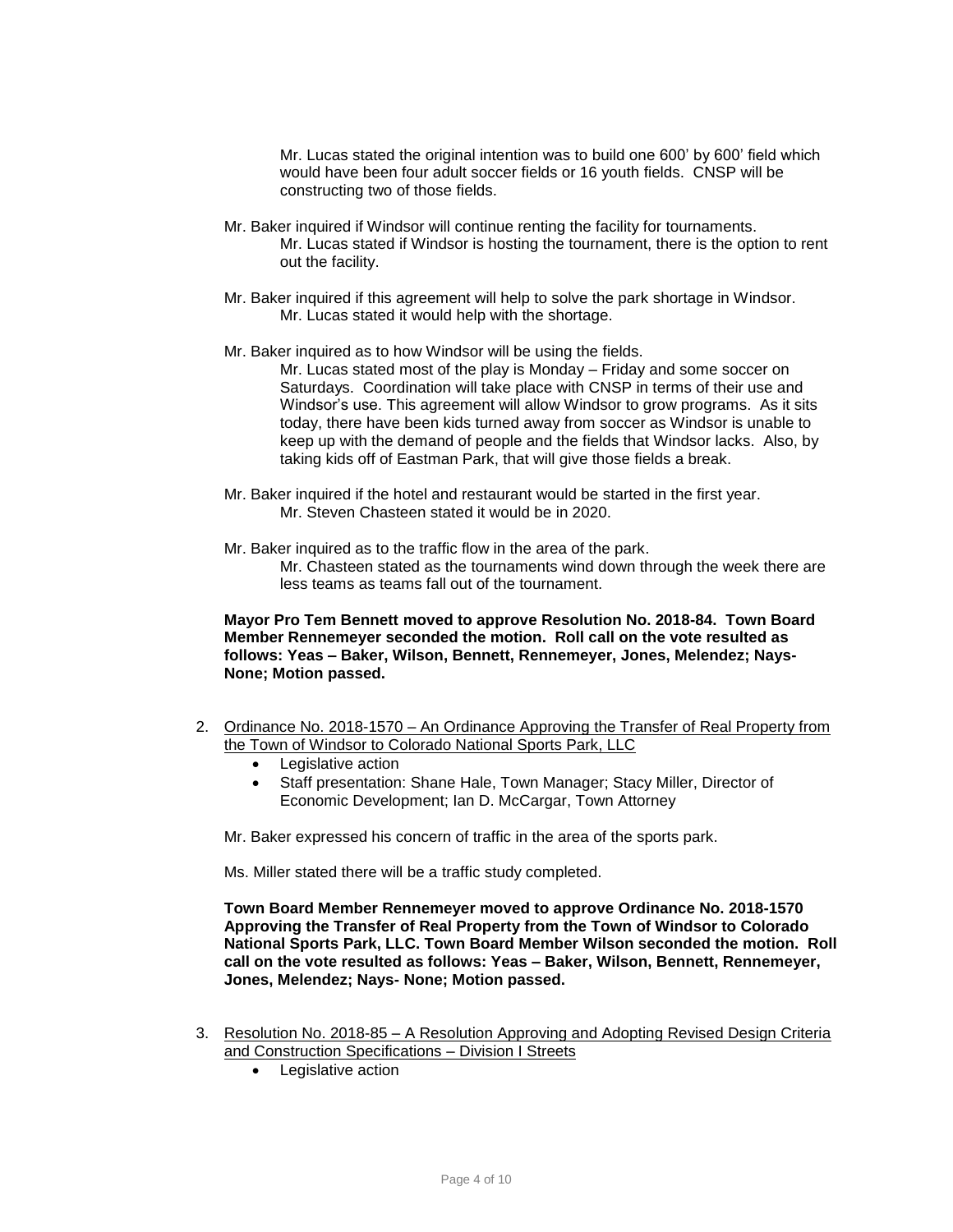Mr. Lucas stated the original intention was to build one 600' by 600' field which would have been four adult soccer fields or 16 youth fields. CNSP will be constructing two of those fields.

Mr. Baker inquired if Windsor will continue renting the facility for tournaments.

Mr. Lucas stated if Windsor is hosting the tournament, there is the option to rent out the facility.

Mr. Baker inquired if this agreement will help to solve the park shortage in Windsor.

Mr. Lucas stated it would help with the shortage.

Mr. Baker inquired as to how Windsor will be using the fields.

Mr. Lucas stated most of the play is Monday – Friday and some soccer on Saturdays. Coordination will take place with CNSP in terms of their use and Windsor's use. This agreement will allow Windsor to grow programs. As it sits today, there have been kids turned away from soccer as Windsor is unable to keep up with the demand of people and the fields that Windsor lacks. Also, by taking kids off of Eastman Park, that will give those fields a break.

Mr. Baker inquired if the hotel and restaurant would be started in the first year.

Mr. Steven Chasteen stated it would be in 2020.

Mr. Baker inquired as to the traffic flow in the area of the park.

Mr. Chasteen stated as the tournaments wind down through the week there are less teams as teams fall out of the tournament.

**Mayor Pro Tem Bennett moved to approve Resolution No. 2018-84. Town Board Member Rennemeyer seconded the motion. Roll call on the vote resulted as follows: Yeas – Baker, Wilson, Bennett, Rennemeyer, Jones, Melendez; Nays- None; Motion passed.**

2. <u>Ordinance No. 2018-1570 – An Ordinance Approving the Transfer of Real Property from the Town of Windsor to Colorado National Sports Park, LLC</u>
   - Legislative action
   - Staff presentation: Shane Hale, Town Manager; Stacy Miller, Director of Economic Development; Ian D. McCargar, Town Attorney

Mr. Baker expressed his concern of traffic in the area of the sports park.

Ms. Miller stated there will be a traffic study completed.

**Town Board Member Rennemeyer moved to approve Ordinance No. 2018-1570 Approving the Transfer of Real Property from the Town of Windsor to Colorado National Sports Park, LLC. Town Board Member Wilson seconded the motion. Roll call on the vote resulted as follows: Yeas – Baker, Wilson, Bennett, Rennemeyer, Jones, Melendez; Nays- None; Motion passed.**

3. <u>Resolution No. 2018-85 – A Resolution Approving and Adopting Revised Design Criteria and Construction Specifications – Division I Streets</u>
   - Legislative action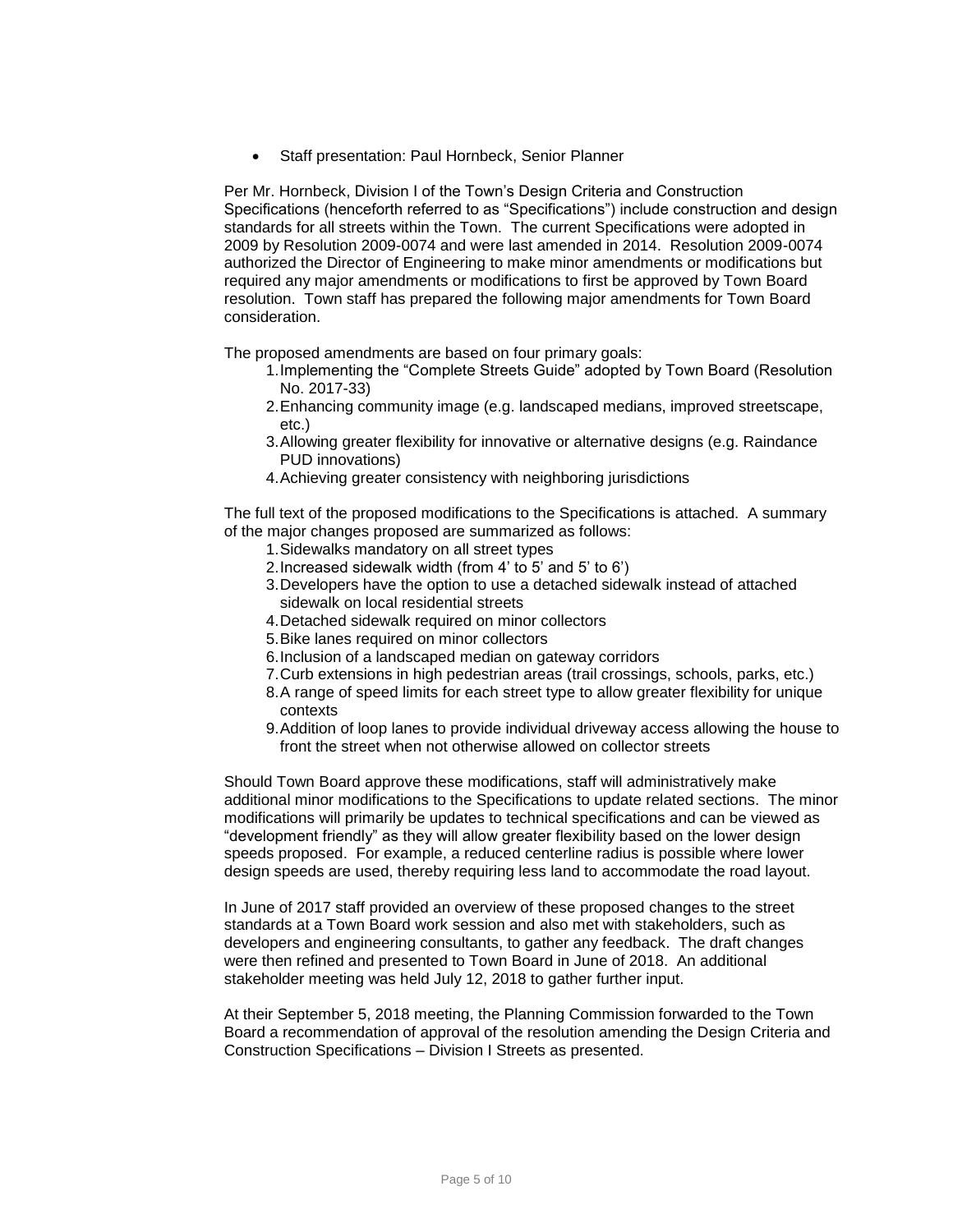- Staff presentation: Paul Hornbeck, Senior Planner

Per Mr. Hornbeck, Division I of the Town's Design Criteria and Construction Specifications (henceforth referred to as "Specifications") include construction and design standards for all streets within the Town. The current Specifications were adopted in 2009 by Resolution 2009-0074 and were last amended in 2014. Resolution 2009-0074 authorized the Director of Engineering to make minor amendments or modifications but required any major amendments or modifications to first be approved by Town Board resolution. Town staff has prepared the following major amendments for Town Board consideration.

The proposed amendments are based on four primary goals:

1. Implementing the "Complete Streets Guide" adopted by Town Board (Resolution No. 2017-33)
2. Enhancing community image (e.g. landscaped medians, improved streetscape, etc.)
3. Allowing greater flexibility for innovative or alternative designs (e.g. Raindance PUD innovations)
4. Achieving greater consistency with neighboring jurisdictions

The full text of the proposed modifications to the Specifications is attached. A summary of the major changes proposed are summarized as follows:

1. Sidewalks mandatory on all street types
2. Increased sidewalk width (from 4' to 5' and 5' to 6')
3. Developers have the option to use a detached sidewalk instead of attached sidewalk on local residential streets
4. Detached sidewalk required on minor collectors
5. Bike lanes required on minor collectors
6. Inclusion of a landscaped median on gateway corridors
7. Curb extensions in high pedestrian areas (trail crossings, schools, parks, etc.)
8. A range of speed limits for each street type to allow greater flexibility for unique contexts
9. Addition of loop lanes to provide individual driveway access allowing the house to front the street when not otherwise allowed on collector streets

Should Town Board approve these modifications, staff will administratively make additional minor modifications to the Specifications to update related sections. The minor modifications will primarily be updates to technical specifications and can be viewed as "development friendly" as they will allow greater flexibility based on the lower design speeds proposed. For example, a reduced centerline radius is possible where lower design speeds are used, thereby requiring less land to accommodate the road layout.

In June of 2017 staff provided an overview of these proposed changes to the street standards at a Town Board work session and also met with stakeholders, such as developers and engineering consultants, to gather any feedback. The draft changes were then refined and presented to Town Board in June of 2018. An additional stakeholder meeting was held July 12, 2018 to gather further input.

At their September 5, 2018 meeting, the Planning Commission forwarded to the Town Board a recommendation of approval of the resolution amending the Design Criteria and Construction Specifications – Division I Streets as presented.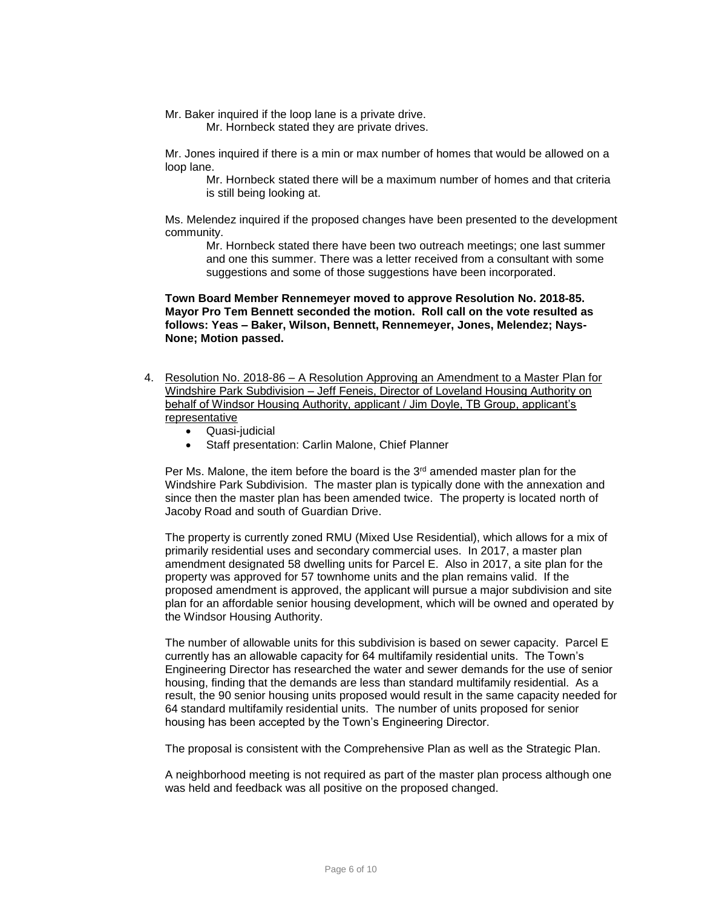Mr. Baker inquired if the loop lane is a private drive.

Mr. Hornbeck stated they are private drives.

Mr. Jones inquired if there is a min or max number of homes that would be allowed on a loop lane.

Mr. Hornbeck stated there will be a maximum number of homes and that criteria is still being looking at.

Ms. Melendez inquired if the proposed changes have been presented to the development community.

Mr. Hornbeck stated there have been two outreach meetings; one last summer and one this summer. There was a letter received from a consultant with some suggestions and some of those suggestions have been incorporated.

**Town Board Member Rennemeyer moved to approve Resolution No. 2018-85. Mayor Pro Tem Bennett seconded the motion. Roll call on the vote resulted as follows: Yeas – Baker, Wilson, Bennett, Rennemeyer, Jones, Melendez; Nays- None; Motion passed.**

4. Resolution No. 2018-86 – A Resolution Approving an Amendment to a Master Plan for Windshire Park Subdivision – Jeff Feneis, Director of Loveland Housing Authority on behalf of Windsor Housing Authority, applicant / Jim Doyle, TB Group, applicant's representative
   - Quasi-judicial
   - Staff presentation: Carlin Malone, Chief Planner

   Per Ms. Malone, the item before the board is the 3rd amended master plan for the Windshire Park Subdivision. The master plan is typically done with the annexation and since then the master plan has been amended twice. The property is located north of Jacoby Road and south of Guardian Drive.

   The property is currently zoned RMU (Mixed Use Residential), which allows for a mix of primarily residential uses and secondary commercial uses. In 2017, a master plan amendment designated 58 dwelling units for Parcel E. Also in 2017, a site plan for the property was approved for 57 townhome units and the plan remains valid. If the proposed amendment is approved, the applicant will pursue a major subdivision and site plan for an affordable senior housing development, which will be owned and operated by the Windsor Housing Authority.

   The number of allowable units for this subdivision is based on sewer capacity. Parcel E currently has an allowable capacity for 64 multifamily residential units. The Town's Engineering Director has researched the water and sewer demands for the use of senior housing, finding that the demands are less than standard multifamily residential. As a result, the 90 senior housing units proposed would result in the same capacity needed for 64 standard multifamily residential units. The number of units proposed for senior housing has been accepted by the Town's Engineering Director.

   The proposal is consistent with the Comprehensive Plan as well as the Strategic Plan.

   A neighborhood meeting is not required as part of the master plan process although one was held and feedback was all positive on the proposed changed.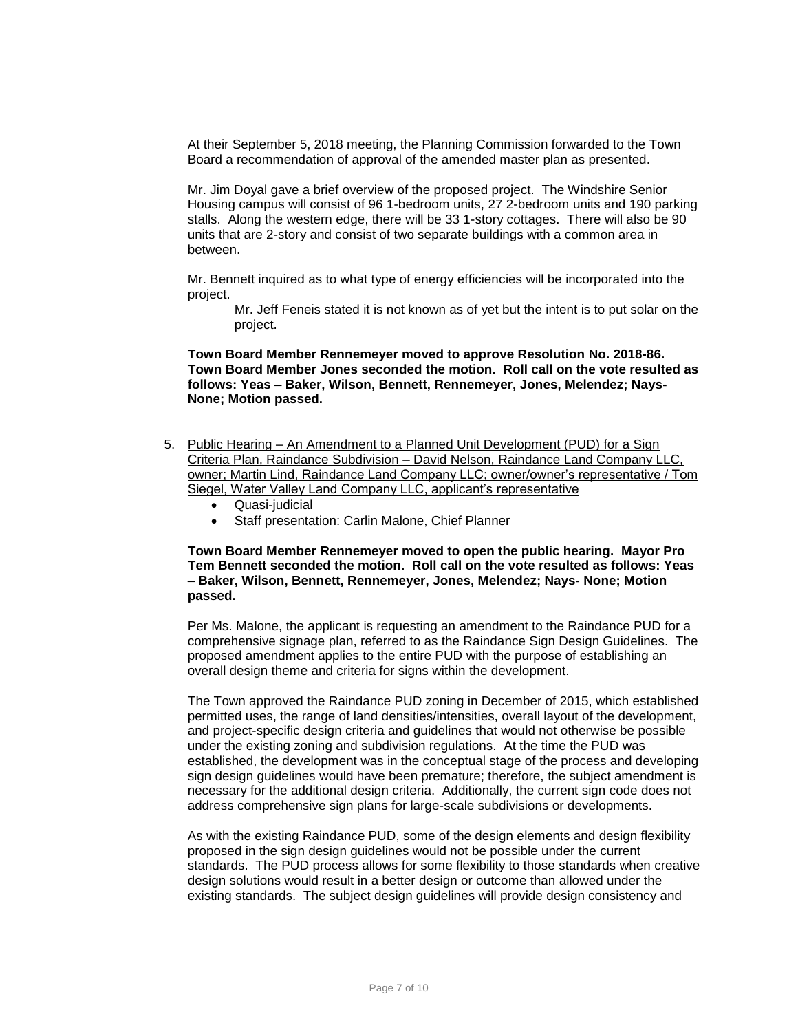At their September 5, 2018 meeting, the Planning Commission forwarded to the Town Board a recommendation of approval of the amended master plan as presented.

Mr. Jim Doyal gave a brief overview of the proposed project. The Windshire Senior Housing campus will consist of 96 1-bedroom units, 27 2-bedroom units and 190 parking stalls. Along the western edge, there will be 33 1-story cottages. There will also be 90 units that are 2-story and consist of two separate buildings with a common area in between.

Mr. Bennett inquired as to what type of energy efficiencies will be incorporated into the project.

> Mr. Jeff Feneis stated it is not known as of yet but the intent is to put solar on the project.

**Town Board Member Rennemeyer moved to approve Resolution No. 2018-86. Town Board Member Jones seconded the motion. Roll call on the vote resulted as follows: Yeas – Baker, Wilson, Bennett, Rennemeyer, Jones, Melendez; Nays- None; Motion passed.**

5. Public Hearing – An Amendment to a Planned Unit Development (PUD) for a Sign Criteria Plan, Raindance Subdivision – David Nelson, Raindance Land Company LLC, owner; Martin Lind, Raindance Land Company LLC; owner/owner's representative / Tom Siegel, Water Valley Land Company LLC, applicant's representative
   - Quasi-judicial
   - Staff presentation: Carlin Malone, Chief Planner

**Town Board Member Rennemeyer moved to open the public hearing. Mayor Pro Tem Bennett seconded the motion. Roll call on the vote resulted as follows: Yeas – Baker, Wilson, Bennett, Rennemeyer, Jones, Melendez; Nays- None; Motion passed.**

Per Ms. Malone, the applicant is requesting an amendment to the Raindance PUD for a comprehensive signage plan, referred to as the Raindance Sign Design Guidelines. The proposed amendment applies to the entire PUD with the purpose of establishing an overall design theme and criteria for signs within the development.

The Town approved the Raindance PUD zoning in December of 2015, which established permitted uses, the range of land densities/intensities, overall layout of the development, and project-specific design criteria and guidelines that would not otherwise be possible under the existing zoning and subdivision regulations. At the time the PUD was established, the development was in the conceptual stage of the process and developing sign design guidelines would have been premature; therefore, the subject amendment is necessary for the additional design criteria. Additionally, the current sign code does not address comprehensive sign plans for large-scale subdivisions or developments.

As with the existing Raindance PUD, some of the design elements and design flexibility proposed in the sign design guidelines would not be possible under the current standards. The PUD process allows for some flexibility to those standards when creative design solutions would result in a better design or outcome than allowed under the existing standards. The subject design guidelines will provide design consistency and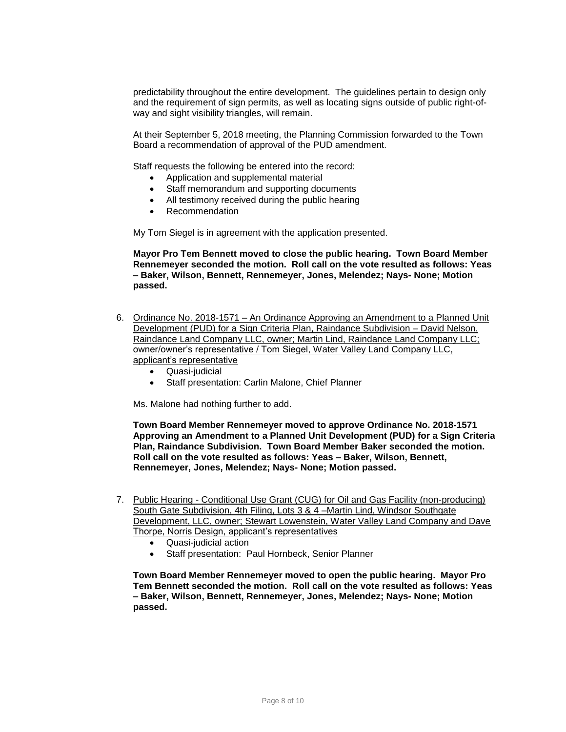predictability throughout the entire development. The guidelines pertain to design only and the requirement of sign permits, as well as locating signs outside of public right-of-way and sight visibility triangles, will remain.

At their September 5, 2018 meeting, the Planning Commission forwarded to the Town Board a recommendation of approval of the PUD amendment.

Staff requests the following be entered into the record:

- Application and supplemental material
- Staff memorandum and supporting documents
- All testimony received during the public hearing
- Recommendation

My Tom Siegel is in agreement with the application presented.

**Mayor Pro Tem Bennett moved to close the public hearing. Town Board Member Rennemeyer seconded the motion. Roll call on the vote resulted as follows: Yeas – Baker, Wilson, Bennett, Rennemeyer, Jones, Melendez; Nays- None; Motion passed.**

6. Ordinance No. 2018-1571 – An Ordinance Approving an Amendment to a Planned Unit Development (PUD) for a Sign Criteria Plan, Raindance Subdivision – David Nelson, Raindance Land Company LLC, owner; Martin Lind, Raindance Land Company LLC; owner/owner's representative / Tom Siegel, Water Valley Land Company LLC, applicant's representative
   - Quasi-judicial
   - Staff presentation: Carlin Malone, Chief Planner

   Ms. Malone had nothing further to add.

   **Town Board Member Rennemeyer moved to approve Ordinance No. 2018-1571 Approving an Amendment to a Planned Unit Development (PUD) for a Sign Criteria Plan, Raindance Subdivision. Town Board Member Baker seconded the motion. Roll call on the vote resulted as follows: Yeas – Baker, Wilson, Bennett, Rennemeyer, Jones, Melendez; Nays- None; Motion passed.**

7. Public Hearing - Conditional Use Grant (CUG) for Oil and Gas Facility (non-producing) South Gate Subdivision, 4th Filing, Lots 3 & 4 –Martin Lind, Windsor Southgate Development, LLC, owner; Stewart Lowenstein, Water Valley Land Company and Dave Thorpe, Norris Design, applicant's representatives
   - Quasi-judicial action
   - Staff presentation: Paul Hornbeck, Senior Planner

   **Town Board Member Rennemeyer moved to open the public hearing. Mayor Pro Tem Bennett seconded the motion. Roll call on the vote resulted as follows: Yeas – Baker, Wilson, Bennett, Rennemeyer, Jones, Melendez; Nays- None; Motion passed.**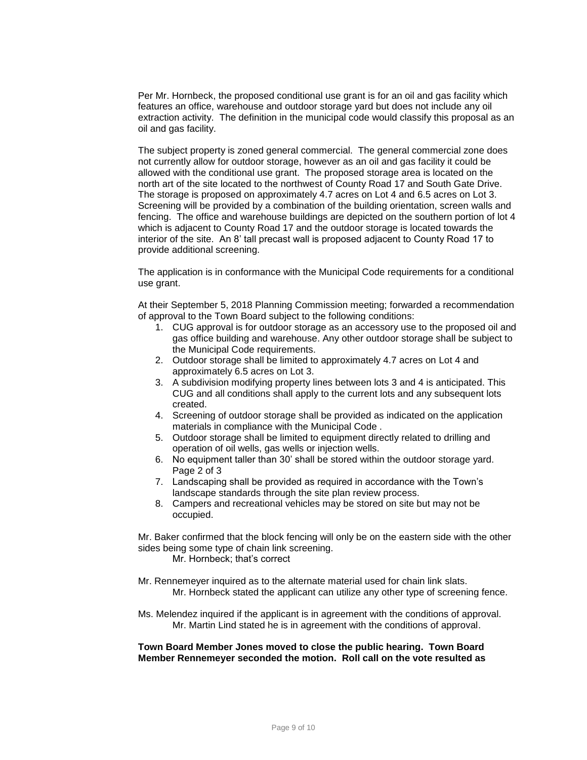Per Mr. Hornbeck, the proposed conditional use grant is for an oil and gas facility which features an office, warehouse and outdoor storage yard but does not include any oil extraction activity. The definition in the municipal code would classify this proposal as an oil and gas facility.

The subject property is zoned general commercial. The general commercial zone does not currently allow for outdoor storage, however as an oil and gas facility it could be allowed with the conditional use grant. The proposed storage area is located on the north art of the site located to the northwest of County Road 17 and South Gate Drive. The storage is proposed on approximately 4.7 acres on Lot 4 and 6.5 acres on Lot 3. Screening will be provided by a combination of the building orientation, screen walls and fencing. The office and warehouse buildings are depicted on the southern portion of lot 4 which is adjacent to County Road 17 and the outdoor storage is located towards the interior of the site. An 8' tall precast wall is proposed adjacent to County Road 17 to provide additional screening.

The application is in conformance with the Municipal Code requirements for a conditional use grant.

At their September 5, 2018 Planning Commission meeting; forwarded a recommendation of approval to the Town Board subject to the following conditions:

1. CUG approval is for outdoor storage as an accessory use to the proposed oil and gas office building and warehouse. Any other outdoor storage shall be subject to the Municipal Code requirements.
2. Outdoor storage shall be limited to approximately 4.7 acres on Lot 4 and approximately 6.5 acres on Lot 3.
3. A subdivision modifying property lines between lots 3 and 4 is anticipated. This CUG and all conditions shall apply to the current lots and any subsequent lots created.
4. Screening of outdoor storage shall be provided as indicated on the application materials in compliance with the Municipal Code .
5. Outdoor storage shall be limited to equipment directly related to drilling and operation of oil wells, gas wells or injection wells.
6. No equipment taller than 30' shall be stored within the outdoor storage yard. Page 2 of 3
7. Landscaping shall be provided as required in accordance with the Town's landscape standards through the site plan review process.
8. Campers and recreational vehicles may be stored on site but may not be occupied.

Mr. Baker confirmed that the block fencing will only be on the eastern side with the other sides being some type of chain link screening.

Mr. Hornbeck; that's correct

Mr. Rennemeyer inquired as to the alternate material used for chain link slats.

Mr. Hornbeck stated the applicant can utilize any other type of screening fence.

Ms. Melendez inquired if the applicant is in agreement with the conditions of approval.

Mr. Martin Lind stated he is in agreement with the conditions of approval.

**Town Board Member Jones moved to close the public hearing. Town Board Member Rennemeyer seconded the motion. Roll call on the vote resulted as**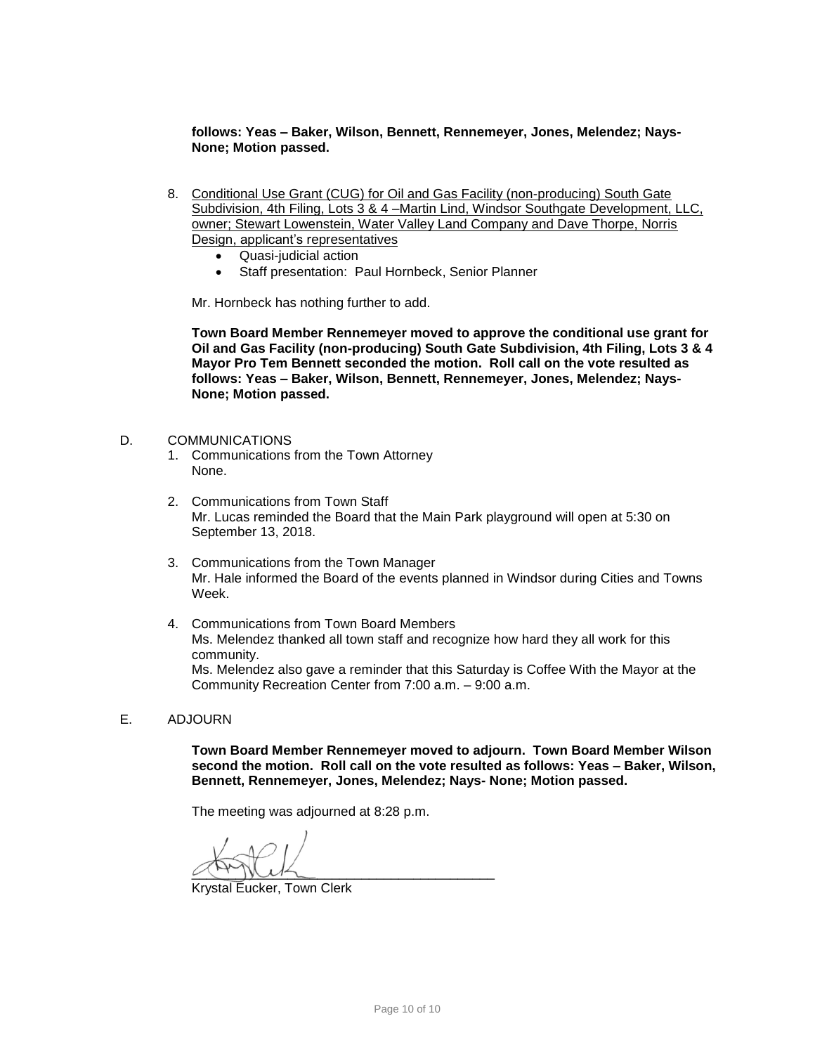**follows: Yeas – Baker, Wilson, Bennett, Rennemeyer, Jones, Melendez; Nays- None; Motion passed.**

8. Conditional Use Grant (CUG) for Oil and Gas Facility (non-producing) South Gate Subdivision, 4th Filing, Lots 3 & 4 –Martin Lind, Windsor Southgate Development, LLC, owner; Stewart Lowenstein, Water Valley Land Company and Dave Thorpe, Norris Design, applicant's representatives
   - Quasi-judicial action
   - Staff presentation: Paul Hornbeck, Senior Planner

   Mr. Hornbeck has nothing further to add.

   **Town Board Member Rennemeyer moved to approve the conditional use grant for Oil and Gas Facility (non-producing) South Gate Subdivision, 4th Filing, Lots 3 & 4 Mayor Pro Tem Bennett seconded the motion. Roll call on the vote resulted as follows: Yeas – Baker, Wilson, Bennett, Rennemeyer, Jones, Melendez; Nays- None; Motion passed.**

D. COMMUNICATIONS

1. Communications from the Town Attorney
   None.

2. Communications from Town Staff
   Mr. Lucas reminded the Board that the Main Park playground will open at 5:30 on September 13, 2018.

3. Communications from the Town Manager
   Mr. Hale informed the Board of the events planned in Windsor during Cities and Towns Week.

4. Communications from Town Board Members
   Ms. Melendez thanked all town staff and recognize how hard they all work for this community.
   Ms. Melendez also gave a reminder that this Saturday is Coffee With the Mayor at the Community Recreation Center from 7:00 a.m. – 9:00 a.m.

E. ADJOURN

**Town Board Member Rennemeyer moved to adjourn. Town Board Member Wilson second the motion. Roll call on the vote resulted as follows: Yeas – Baker, Wilson, Bennett, Rennemeyer, Jones, Melendez; Nays- None; Motion passed.**

The meeting was adjourned at 8:28 p.m.

\_\_\_\_\_\_\_\_\_\_\_\_\_\_\_\_\_\_\_\_\_\_\_\_\_\_\_\_\_\_\_\_\_\_\_\_\_\_

Krystal Eucker, Town Clerk